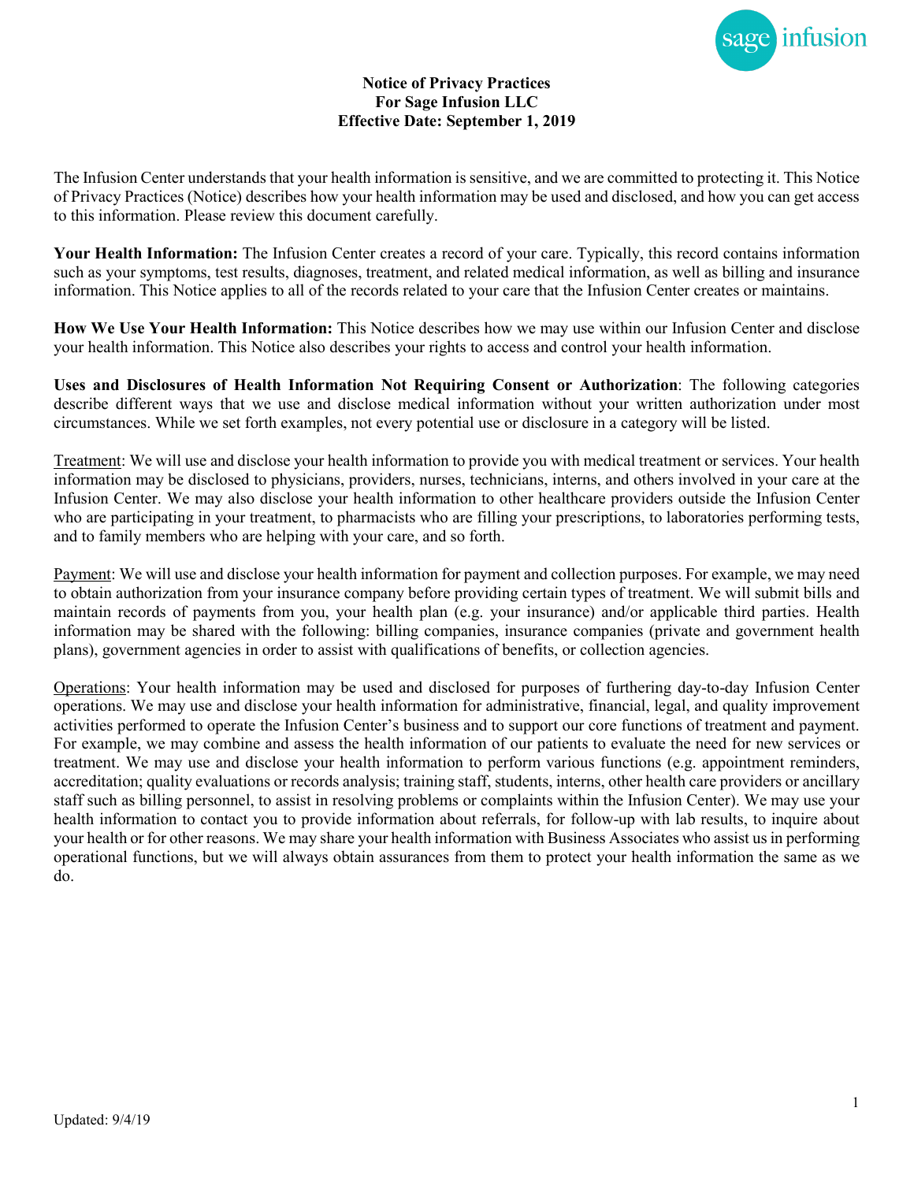# Notice of Privacy Practices
## For Sage Infusion LLC
## Effective Date: September 1, 2019

The Infusion Center understands that your health information is sensitive, and we are committed to protecting it. This Notice of Privacy Practices (Notice) describes how your health information may be used and disclosed, and how you can get access to this information. Please review this document carefully.

**Your Health Information:** The Infusion Center creates a record of your care. Typically, this record contains information such as your symptoms, test results, diagnoses, treatment, and related medical information, as well as billing and insurance information. This Notice applies to all of the records related to your care that the Infusion Center creates or maintains.

**How We Use Your Health Information:** This Notice describes how we may use within our Infusion Center and disclose your health information. This Notice also describes your rights to access and control your health information.

**Uses and Disclosures of Health Information Not Requiring Consent or Authorization**: The following categories describe different ways that we use and disclose medical information without your written authorization under most circumstances. While we set forth examples, not every potential use or disclosure in a category will be listed.

<u>Treatment</u>: We will use and disclose your health information to provide you with medical treatment or services. Your health information may be disclosed to physicians, providers, nurses, technicians, interns, and others involved in your care at the Infusion Center. We may also disclose your health information to other healthcare providers outside the Infusion Center who are participating in your treatment, to pharmacists who are filling your prescriptions, to laboratories performing tests, and to family members who are helping with your care, and so forth.

<u>Payment</u>: We will use and disclose your health information for payment and collection purposes. For example, we may need to obtain authorization from your insurance company before providing certain types of treatment. We will submit bills and maintain records of payments from you, your health plan (e.g. your insurance) and/or applicable third parties. Health information may be shared with the following: billing companies, insurance companies (private and government health plans), government agencies in order to assist with qualifications of benefits, or collection agencies.

<u>Operations</u>: Your health information may be used and disclosed for purposes of furthering day-to-day Infusion Center operations. We may use and disclose your health information for administrative, financial, legal, and quality improvement activities performed to operate the Infusion Center's business and to support our core functions of treatment and payment. For example, we may combine and assess the health information of our patients to evaluate the need for new services or treatment. We may use and disclose your health information to perform various functions (e.g. appointment reminders, accreditation; quality evaluations or records analysis; training staff, students, interns, other health care providers or ancillary staff such as billing personnel, to assist in resolving problems or complaints within the Infusion Center). We may use your health information to contact you to provide information about referrals, for follow-up with lab results, to inquire about your health or for other reasons. We may share your health information with Business Associates who assist us in performing operational functions, but we will always obtain assurances from them to protect your health information the same as we do.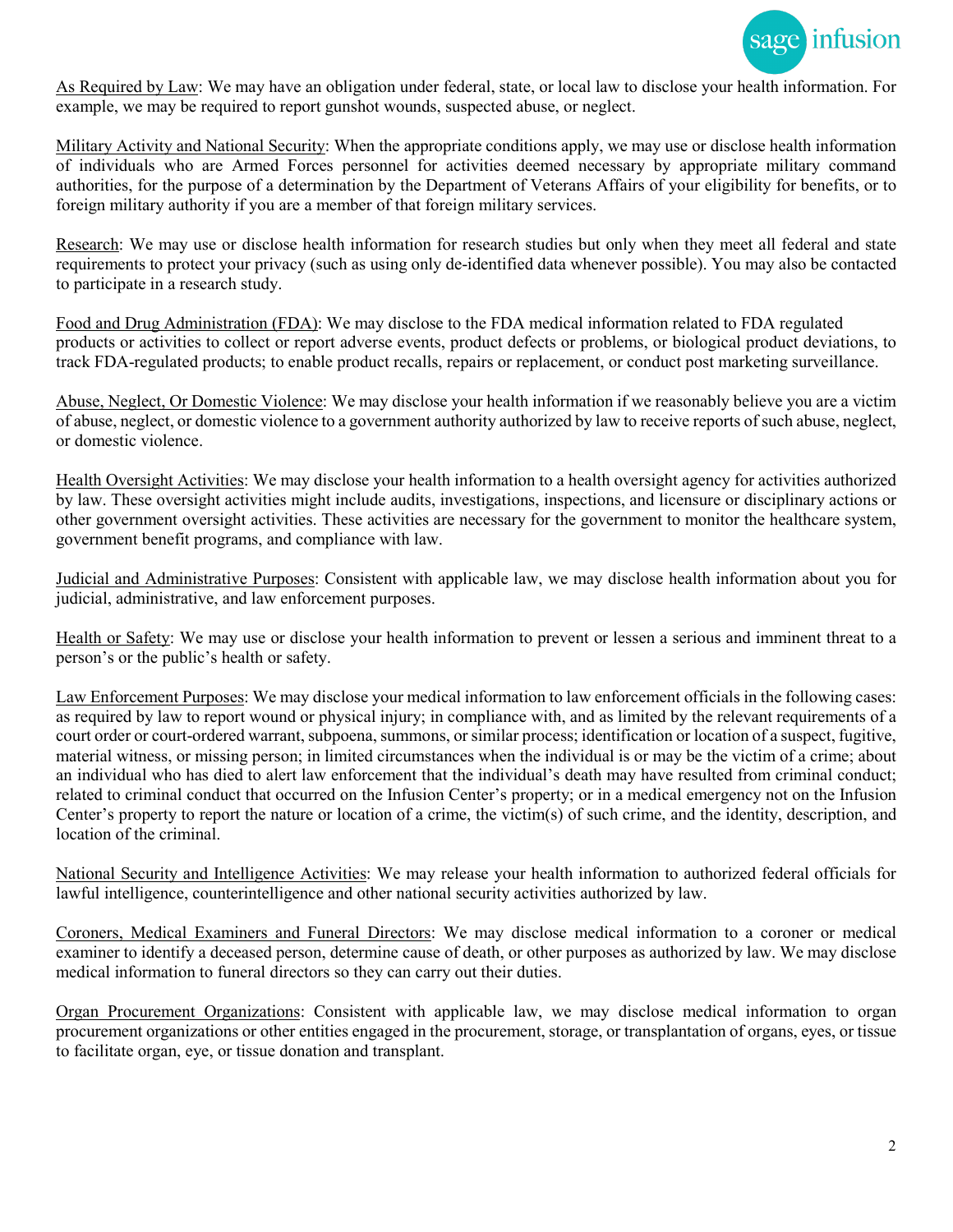<u>As Required by Law</u>: We may have an obligation under federal, state, or local law to disclose your health information. For example, we may be required to report gunshot wounds, suspected abuse, or neglect.

<u>Military Activity and National Security</u>: When the appropriate conditions apply, we may use or disclose health information of individuals who are Armed Forces personnel for activities deemed necessary by appropriate military command authorities, for the purpose of a determination by the Department of Veterans Affairs of your eligibility for benefits, or to foreign military authority if you are a member of that foreign military services.

<u>Research</u>: We may use or disclose health information for research studies but only when they meet all federal and state requirements to protect your privacy (such as using only de-identified data whenever possible). You may also be contacted to participate in a research study.

<u>Food and Drug Administration (FDA)</u>: We may disclose to the FDA medical information related to FDA regulated products or activities to collect or report adverse events, product defects or problems, or biological product deviations, to track FDA-regulated products; to enable product recalls, repairs or replacement, or conduct post marketing surveillance.

<u>Abuse, Neglect, Or Domestic Violence</u>: We may disclose your health information if we reasonably believe you are a victim of abuse, neglect, or domestic violence to a government authority authorized by law to receive reports of such abuse, neglect, or domestic violence.

<u>Health Oversight Activities</u>: We may disclose your health information to a health oversight agency for activities authorized by law. These oversight activities might include audits, investigations, inspections, and licensure or disciplinary actions or other government oversight activities. These activities are necessary for the government to monitor the healthcare system, government benefit programs, and compliance with law.

<u>Judicial and Administrative Purposes</u>: Consistent with applicable law, we may disclose health information about you for judicial, administrative, and law enforcement purposes.

<u>Health or Safety</u>: We may use or disclose your health information to prevent or lessen a serious and imminent threat to a person's or the public's health or safety.

<u>Law Enforcement Purposes</u>: We may disclose your medical information to law enforcement officials in the following cases: as required by law to report wound or physical injury; in compliance with, and as limited by the relevant requirements of a court order or court-ordered warrant, subpoena, summons, or similar process; identification or location of a suspect, fugitive, material witness, or missing person; in limited circumstances when the individual is or may be the victim of a crime; about an individual who has died to alert law enforcement that the individual's death may have resulted from criminal conduct; related to criminal conduct that occurred on the Infusion Center's property; or in a medical emergency not on the Infusion Center's property to report the nature or location of a crime, the victim(s) of such crime, and the identity, description, and location of the criminal.

<u>National Security and Intelligence Activities</u>: We may release your health information to authorized federal officials for lawful intelligence, counterintelligence and other national security activities authorized by law.

<u>Coroners, Medical Examiners and Funeral Directors</u>: We may disclose medical information to a coroner or medical examiner to identify a deceased person, determine cause of death, or other purposes as authorized by law. We may disclose medical information to funeral directors so they can carry out their duties.

<u>Organ Procurement Organizations</u>: Consistent with applicable law, we may disclose medical information to organ procurement organizations or other entities engaged in the procurement, storage, or transplantation of organs, eyes, or tissue to facilitate organ, eye, or tissue donation and transplant.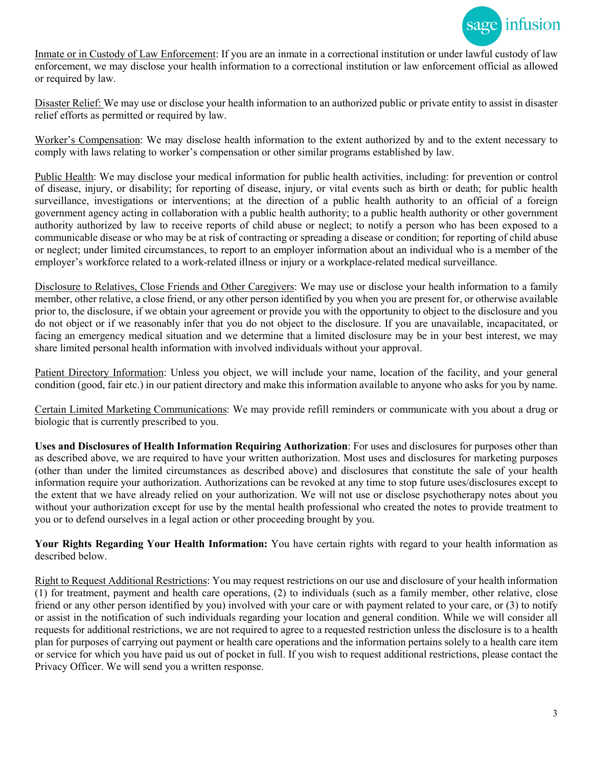Inmate or in Custody of Law Enforcement: If you are an inmate in a correctional institution or under lawful custody of law enforcement, we may disclose your health information to a correctional institution or law enforcement official as allowed or required by law.

Disaster Relief: We may use or disclose your health information to an authorized public or private entity to assist in disaster relief efforts as permitted or required by law.

Worker's Compensation: We may disclose health information to the extent authorized by and to the extent necessary to comply with laws relating to worker's compensation or other similar programs established by law.

Public Health: We may disclose your medical information for public health activities, including: for prevention or control of disease, injury, or disability; for reporting of disease, injury, or vital events such as birth or death; for public health surveillance, investigations or interventions; at the direction of a public health authority to an official of a foreign government agency acting in collaboration with a public health authority; to a public health authority or other government authority authorized by law to receive reports of child abuse or neglect; to notify a person who has been exposed to a communicable disease or who may be at risk of contracting or spreading a disease or condition; for reporting of child abuse or neglect; under limited circumstances, to report to an employer information about an individual who is a member of the employer's workforce related to a work-related illness or injury or a workplace-related medical surveillance.

Disclosure to Relatives, Close Friends and Other Caregivers: We may use or disclose your health information to a family member, other relative, a close friend, or any other person identified by you when you are present for, or otherwise available prior to, the disclosure, if we obtain your agreement or provide you with the opportunity to object to the disclosure and you do not object or if we reasonably infer that you do not object to the disclosure. If you are unavailable, incapacitated, or facing an emergency medical situation and we determine that a limited disclosure may be in your best interest, we may share limited personal health information with involved individuals without your approval.

Patient Directory Information: Unless you object, we will include your name, location of the facility, and your general condition (good, fair etc.) in our patient directory and make this information available to anyone who asks for you by name.

Certain Limited Marketing Communications: We may provide refill reminders or communicate with you about a drug or biologic that is currently prescribed to you.

**Uses and Disclosures of Health Information Requiring Authorization**: For uses and disclosures for purposes other than as described above, we are required to have your written authorization. Most uses and disclosures for marketing purposes (other than under the limited circumstances as described above) and disclosures that constitute the sale of your health information require your authorization. Authorizations can be revoked at any time to stop future uses/disclosures except to the extent that we have already relied on your authorization. We will not use or disclose psychotherapy notes about you without your authorization except for use by the mental health professional who created the notes to provide treatment to you or to defend ourselves in a legal action or other proceeding brought by you.

**Your Rights Regarding Your Health Information:** You have certain rights with regard to your health information as described below.

Right to Request Additional Restrictions: You may request restrictions on our use and disclosure of your health information (1) for treatment, payment and health care operations, (2) to individuals (such as a family member, other relative, close friend or any other person identified by you) involved with your care or with payment related to your care, or (3) to notify or assist in the notification of such individuals regarding your location and general condition. While we will consider all requests for additional restrictions, we are not required to agree to a requested restriction unless the disclosure is to a health plan for purposes of carrying out payment or health care operations and the information pertains solely to a health care item or service for which you have paid us out of pocket in full. If you wish to request additional restrictions, please contact the Privacy Officer. We will send you a written response.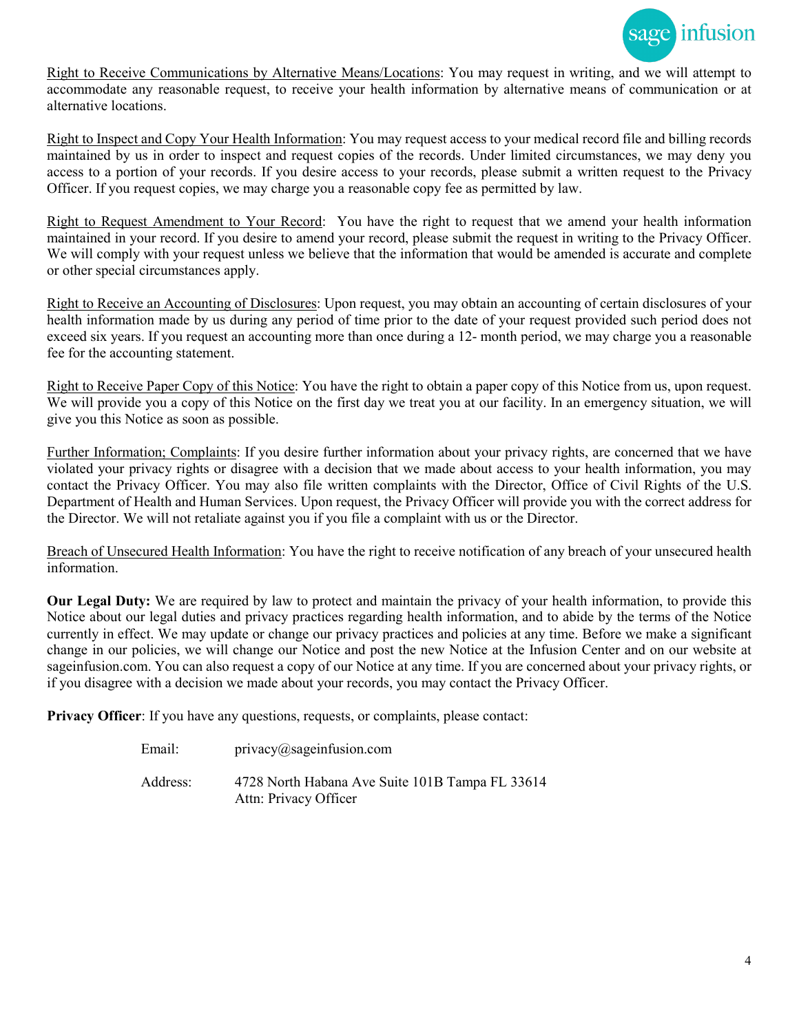Right to Receive Communications by Alternative Means/Locations: You may request in writing, and we will attempt to accommodate any reasonable request, to receive your health information by alternative means of communication or at alternative locations.

Right to Inspect and Copy Your Health Information: You may request access to your medical record file and billing records maintained by us in order to inspect and request copies of the records. Under limited circumstances, we may deny you access to a portion of your records. If you desire access to your records, please submit a written request to the Privacy Officer. If you request copies, we may charge you a reasonable copy fee as permitted by law.

Right to Request Amendment to Your Record: You have the right to request that we amend your health information maintained in your record. If you desire to amend your record, please submit the request in writing to the Privacy Officer. We will comply with your request unless we believe that the information that would be amended is accurate and complete or other special circumstances apply.

Right to Receive an Accounting of Disclosures: Upon request, you may obtain an accounting of certain disclosures of your health information made by us during any period of time prior to the date of your request provided such period does not exceed six years. If you request an accounting more than once during a 12- month period, we may charge you a reasonable fee for the accounting statement.

Right to Receive Paper Copy of this Notice: You have the right to obtain a paper copy of this Notice from us, upon request. We will provide you a copy of this Notice on the first day we treat you at our facility. In an emergency situation, we will give you this Notice as soon as possible.

Further Information; Complaints: If you desire further information about your privacy rights, are concerned that we have violated your privacy rights or disagree with a decision that we made about access to your health information, you may contact the Privacy Officer. You may also file written complaints with the Director, Office of Civil Rights of the U.S. Department of Health and Human Services. Upon request, the Privacy Officer will provide you with the correct address for the Director. We will not retaliate against you if you file a complaint with us or the Director.

Breach of Unsecured Health Information: You have the right to receive notification of any breach of your unsecured health information.

**Our Legal Duty:** We are required by law to protect and maintain the privacy of your health information, to provide this Notice about our legal duties and privacy practices regarding health information, and to abide by the terms of the Notice currently in effect. We may update or change our privacy practices and policies at any time. Before we make a significant change in our policies, we will change our Notice and post the new Notice at the Infusion Center and on our website at sageinfusion.com. You can also request a copy of our Notice at any time. If you are concerned about your privacy rights, or if you disagree with a decision we made about your records, you may contact the Privacy Officer.

**Privacy Officer**: If you have any questions, requests, or complaints, please contact:

Email: privacy@sageinfusion.com

Address: 4728 North Habana Ave Suite 101B Tampa FL 33614
Attn: Privacy Officer